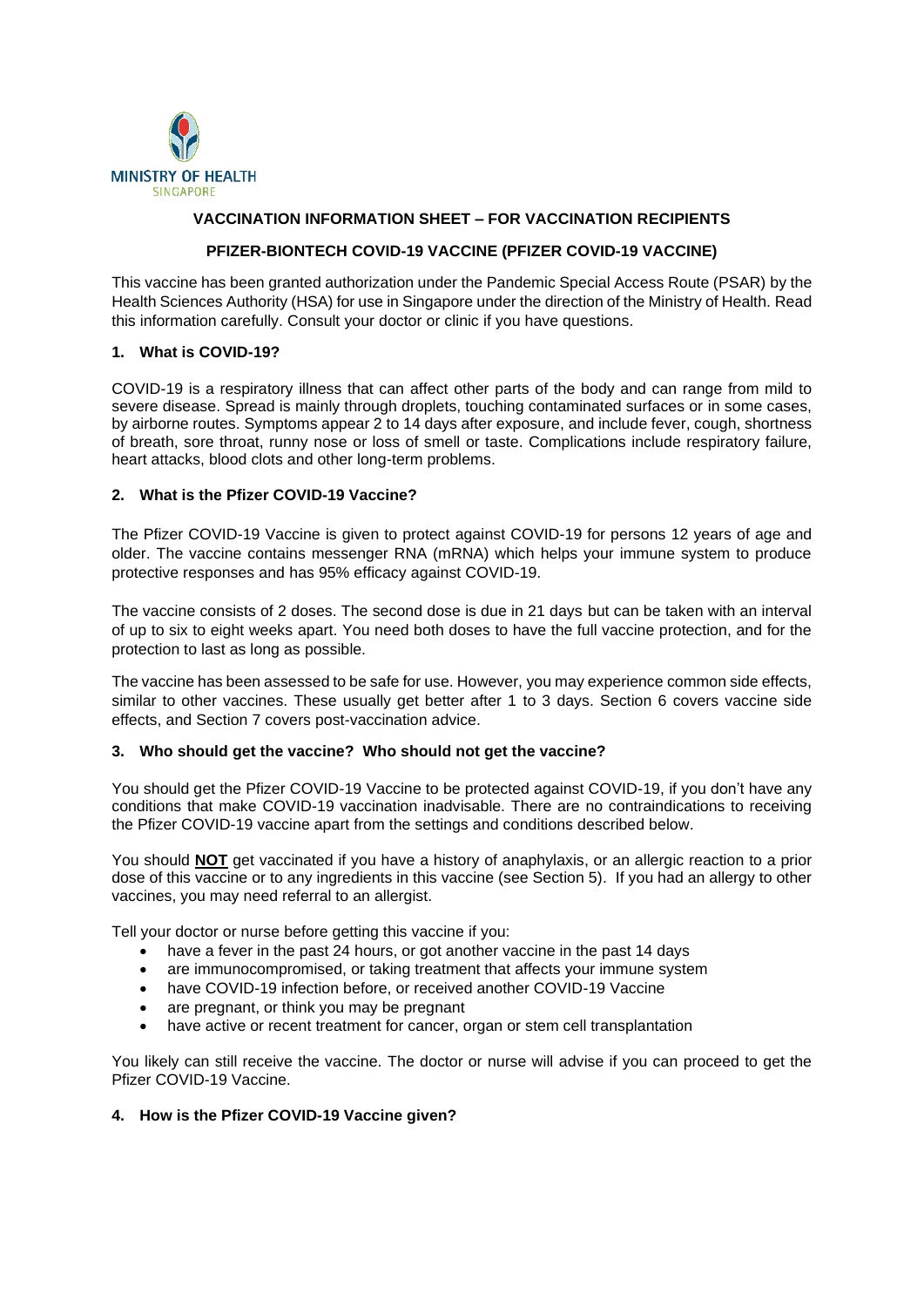MINISTRY OF HEALTH
SINGAPORE

**VACCINATION INFORMATION SHEET – FOR VACCINATION RECIPIENTS**

**PFIZER-BIONTECH COVID-19 VACCINE (PFIZER COVID-19 VACCINE)**

This vaccine has been granted authorization under the Pandemic Special Access Route (PSAR) by the Health Sciences Authority (HSA) for use in Singapore under the direction of the Ministry of Health. Read this information carefully. Consult your doctor or clinic if you have questions.

## 1. What is COVID-19?

COVID-19 is a respiratory illness that can affect other parts of the body and can range from mild to severe disease. Spread is mainly through droplets, touching contaminated surfaces or in some cases, by airborne routes. Symptoms appear 2 to 14 days after exposure, and include fever, cough, shortness of breath, sore throat, runny nose or loss of smell or taste. Complications include respiratory failure, heart attacks, blood clots and other long-term problems.

## 2. What is the Pfizer COVID-19 Vaccine?

The Pfizer COVID-19 Vaccine is given to protect against COVID-19 for persons 12 years of age and older. The vaccine contains messenger RNA (mRNA) which helps your immune system to produce protective responses and has 95% efficacy against COVID-19.

The vaccine consists of 2 doses. The second dose is due in 21 days but can be taken with an interval of up to six to eight weeks apart. You need both doses to have the full vaccine protection, and for the protection to last as long as possible.

The vaccine has been assessed to be safe for use. However, you may experience common side effects, similar to other vaccines. These usually get better after 1 to 3 days. Section 6 covers vaccine side effects, and Section 7 covers post-vaccination advice.

## 3. Who should get the vaccine? Who should not get the vaccine?

You should get the Pfizer COVID-19 Vaccine to be protected against COVID-19, if you don't have any conditions that make COVID-19 vaccination inadvisable. There are no contraindications to receiving the Pfizer COVID-19 vaccine apart from the settings and conditions described below.

You should **NOT** get vaccinated if you have a history of anaphylaxis, or an allergic reaction to a prior dose of this vaccine or to any ingredients in this vaccine (see Section 5). If you had an allergy to other vaccines, you may need referral to an allergist.

Tell your doctor or nurse before getting this vaccine if you:

- have a fever in the past 24 hours, or got another vaccine in the past 14 days
- are immunocompromised, or taking treatment that affects your immune system
- have COVID-19 infection before, or received another COVID-19 Vaccine
- are pregnant, or think you may be pregnant
- have active or recent treatment for cancer, organ or stem cell transplantation

You likely can still receive the vaccine. The doctor or nurse will advise if you can proceed to get the Pfizer COVID-19 Vaccine.

## 4. How is the Pfizer COVID-19 Vaccine given?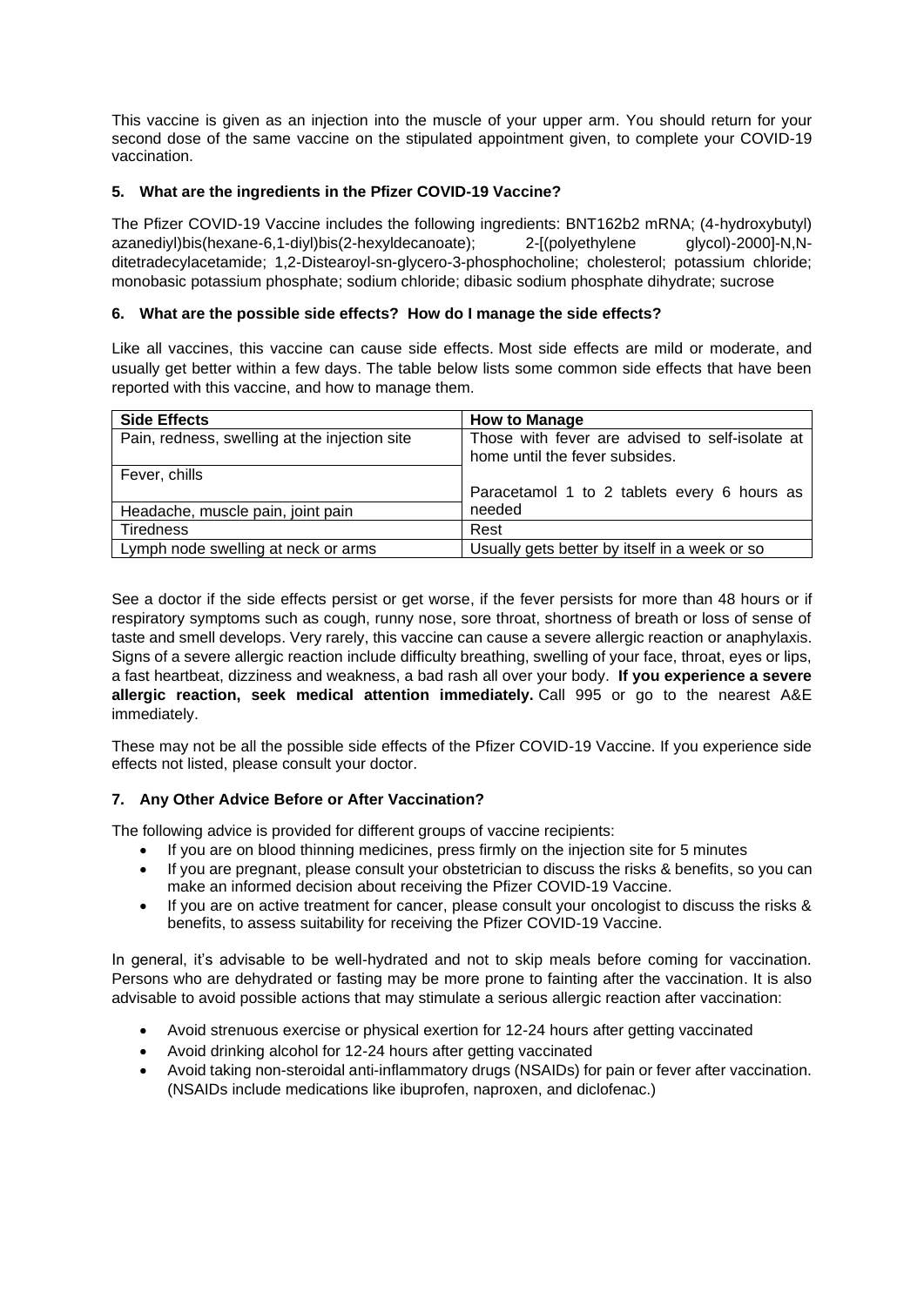This vaccine is given as an injection into the muscle of your upper arm. You should return for your second dose of the same vaccine on the stipulated appointment given, to complete your COVID-19 vaccination.

### 5. What are the ingredients in the Pfizer COVID-19 Vaccine?

The Pfizer COVID-19 Vaccine includes the following ingredients: BNT162b2 mRNA; (4-hydroxybutyl) azanediyl)bis(hexane-6,1-diyl)bis(2-hexyldecanoate); 2-[(polyethylene glycol)-2000]-N,N-ditetradecylacetamide; 1,2-Distearoyl-sn-glycero-3-phosphocholine; cholesterol; potassium chloride; monobasic potassium phosphate; sodium chloride; dibasic sodium phosphate dihydrate; sucrose

### 6. What are the possible side effects? How do I manage the side effects?

Like all vaccines, this vaccine can cause side effects. Most side effects are mild or moderate, and usually get better within a few days. The table below lists some common side effects that have been reported with this vaccine, and how to manage them.

| Side Effects | How to Manage |
|---|---|
| Pain, redness, swelling at the injection site | Those with fever are advised to self-isolate at home until the fever subsides. |
| Fever, chills | Paracetamol 1 to 2 tablets every 6 hours as needed |
| Headache, muscle pain, joint pain | |
| Tiredness | Rest |
| Lymph node swelling at neck or arms | Usually gets better by itself in a week or so |

See a doctor if the side effects persist or get worse, if the fever persists for more than 48 hours or if respiratory symptoms such as cough, runny nose, sore throat, shortness of breath or loss of sense of taste and smell develops. Very rarely, this vaccine can cause a severe allergic reaction or anaphylaxis. Signs of a severe allergic reaction include difficulty breathing, swelling of your face, throat, eyes or lips, a fast heartbeat, dizziness and weakness, a bad rash all over your body. **If you experience a severe allergic reaction, seek medical attention immediately.** Call 995 or go to the nearest A&E immediately.

These may not be all the possible side effects of the Pfizer COVID-19 Vaccine. If you experience side effects not listed, please consult your doctor.

### 7. Any Other Advice Before or After Vaccination?

The following advice is provided for different groups of vaccine recipients:

- If you are on blood thinning medicines, press firmly on the injection site for 5 minutes
- If you are pregnant, please consult your obstetrician to discuss the risks & benefits, so you can make an informed decision about receiving the Pfizer COVID-19 Vaccine.
- If you are on active treatment for cancer, please consult your oncologist to discuss the risks & benefits, to assess suitability for receiving the Pfizer COVID-19 Vaccine.

In general, it's advisable to be well-hydrated and not to skip meals before coming for vaccination. Persons who are dehydrated or fasting may be more prone to fainting after the vaccination. It is also advisable to avoid possible actions that may stimulate a serious allergic reaction after vaccination:

- Avoid strenuous exercise or physical exertion for 12-24 hours after getting vaccinated
- Avoid drinking alcohol for 12-24 hours after getting vaccinated
- Avoid taking non-steroidal anti-inflammatory drugs (NSAIDs) for pain or fever after vaccination. (NSAIDs include medications like ibuprofen, naproxen, and diclofenac.)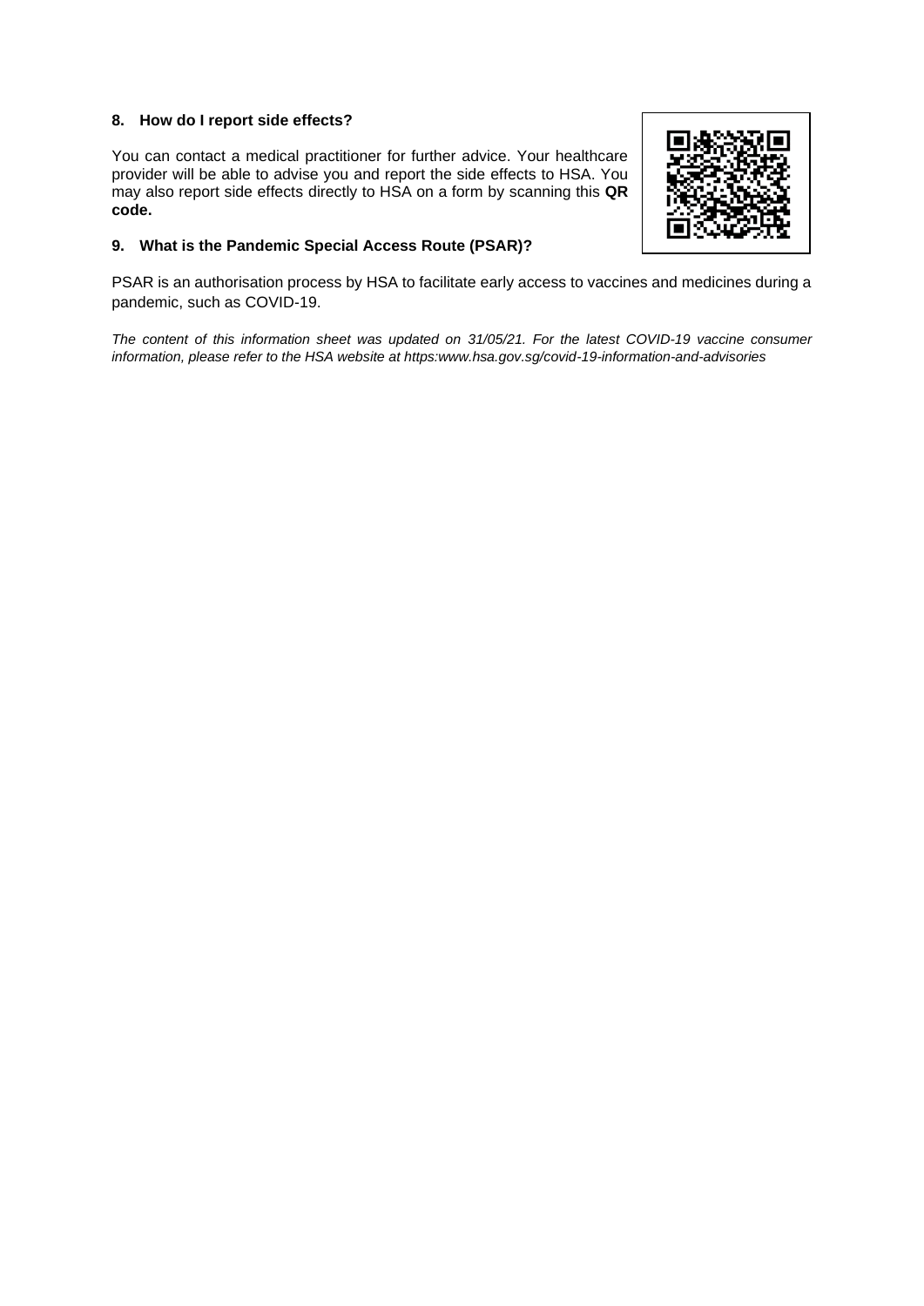**8. How do I report side effects?**

You can contact a medical practitioner for further advice. Your healthcare provider will be able to advise you and report the side effects to HSA. You may also report side effects directly to HSA on a form by scanning this **QR code.**

**9. What is the Pandemic Special Access Route (PSAR)?**

PSAR is an authorisation process by HSA to facilitate early access to vaccines and medicines during a pandemic, such as COVID-19.

*The content of this information sheet was updated on 31/05/21. For the latest COVID-19 vaccine consumer information, please refer to the HSA website at https:www.hsa.gov.sg/covid-19-information-and-advisories*